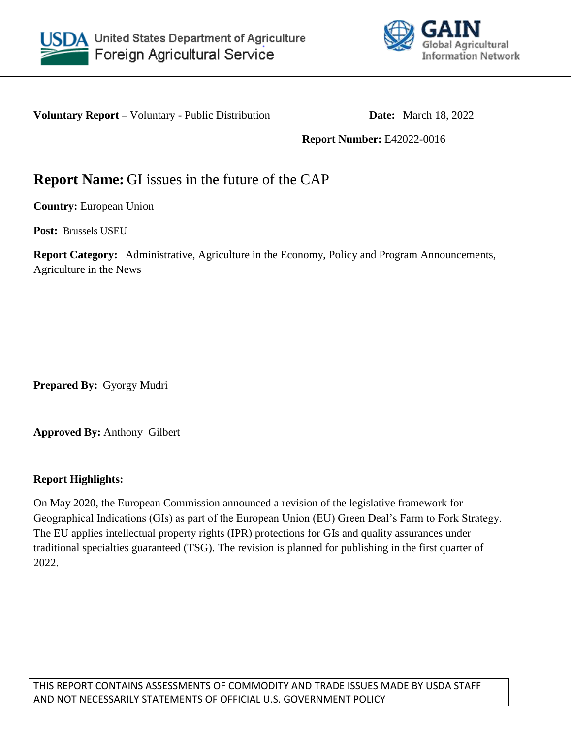USDA United States Department of Agriculture
Foreign Agricultural Service

GAIN Global Agricultural Information Network

**Voluntary Report –** Voluntary - Public Distribution **Date:** March 18, 2022

**Report Number:** E42022-0016

# **Report Name:** GI issues in the future of the CAP

**Country:** European Union

**Post:** Brussels USEU

**Report Category:** Administrative, Agriculture in the Economy, Policy and Program Announcements, Agriculture in the News

**Prepared By:** Gyorgy Mudri

**Approved By:** Anthony Gilbert

**Report Highlights:**

On May 2020, the European Commission announced a revision of the legislative framework for Geographical Indications (GIs) as part of the European Union (EU) Green Deal's Farm to Fork Strategy. The EU applies intellectual property rights (IPR) protections for GIs and quality assurances under traditional specialties guaranteed (TSG). The revision is planned for publishing in the first quarter of 2022.

THIS REPORT CONTAINS ASSESSMENTS OF COMMODITY AND TRADE ISSUES MADE BY USDA STAFF AND NOT NECESSARILY STATEMENTS OF OFFICIAL U.S. GOVERNMENT POLICY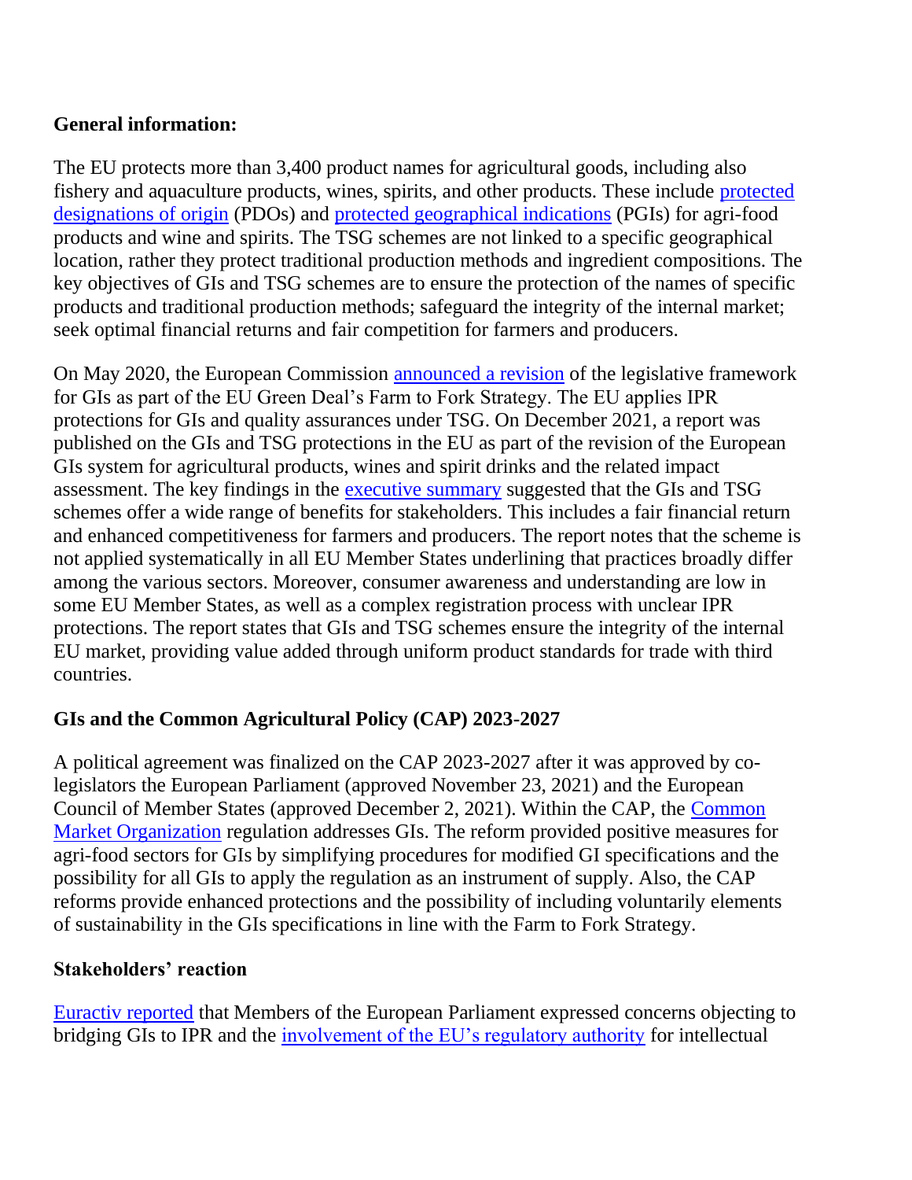**General information:**

The EU protects more than 3,400 product names for agricultural goods, including also fishery and aquaculture products, wines, spirits, and other products. These include protected designations of origin (PDOs) and protected geographical indications (PGIs) for agri-food products and wine and spirits. The TSG schemes are not linked to a specific geographical location, rather they protect traditional production methods and ingredient compositions. The key objectives of GIs and TSG schemes are to ensure the protection of the names of specific products and traditional production methods; safeguard the integrity of the internal market; seek optimal financial returns and fair competition for farmers and producers.

On May 2020, the European Commission announced a revision of the legislative framework for GIs as part of the EU Green Deal's Farm to Fork Strategy. The EU applies IPR protections for GIs and quality assurances under TSG. On December 2021, a report was published on the GIs and TSG protections in the EU as part of the revision of the European GIs system for agricultural products, wines and spirit drinks and the related impact assessment. The key findings in the executive summary suggested that the GIs and TSG schemes offer a wide range of benefits for stakeholders. This includes a fair financial return and enhanced competitiveness for farmers and producers. The report notes that the scheme is not applied systematically in all EU Member States underlining that practices broadly differ among the various sectors. Moreover, consumer awareness and understanding are low in some EU Member States, as well as a complex registration process with unclear IPR protections. The report states that GIs and TSG schemes ensure the integrity of the internal EU market, providing value added through uniform product standards for trade with third countries.

**GIs and the Common Agricultural Policy (CAP) 2023-2027**

A political agreement was finalized on the CAP 2023-2027 after it was approved by co-legislators the European Parliament (approved November 23, 2021) and the European Council of Member States (approved December 2, 2021). Within the CAP, the Common Market Organization regulation addresses GIs. The reform provided positive measures for agri-food sectors for GIs by simplifying procedures for modified GI specifications and the possibility for all GIs to apply the regulation as an instrument of supply. Also, the CAP reforms provide enhanced protections and the possibility of including voluntarily elements of sustainability in the GIs specifications in line with the Farm to Fork Strategy.

**Stakeholders' reaction**

Euractiv reported that Members of the European Parliament expressed concerns objecting to bridging GIs to IPR and the involvement of the EU's regulatory authority for intellectual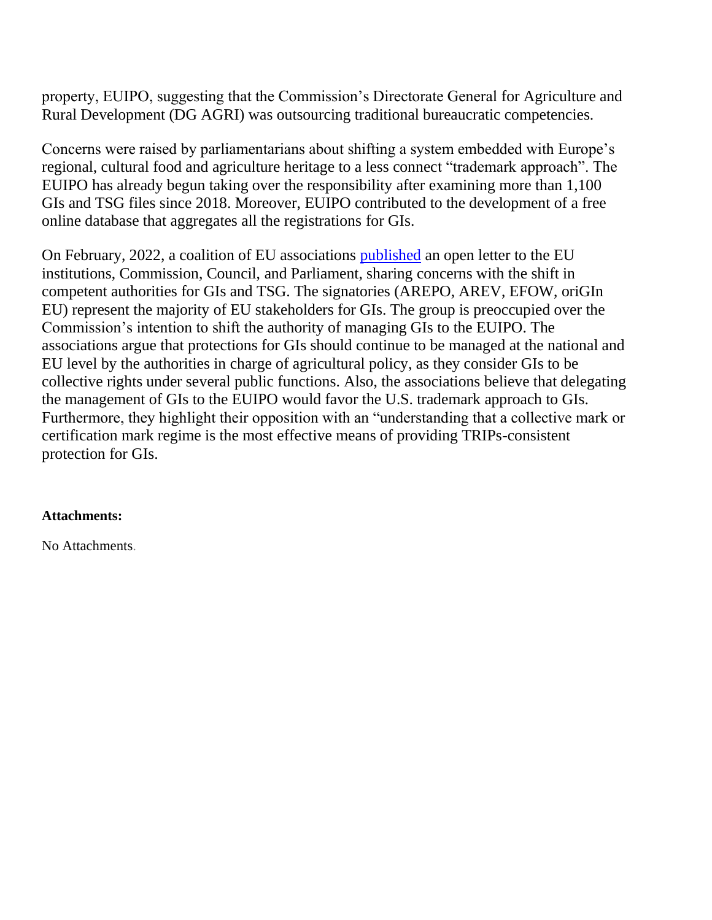property, EUIPO, suggesting that the Commission's Directorate General for Agriculture and Rural Development (DG AGRI) was outsourcing traditional bureaucratic competencies.

Concerns were raised by parliamentarians about shifting a system embedded with Europe's regional, cultural food and agriculture heritage to a less connect "trademark approach". The EUIPO has already begun taking over the responsibility after examining more than 1,100 GIs and TSG files since 2018. Moreover, EUIPO contributed to the development of a free online database that aggregates all the registrations for GIs.

On February, 2022, a coalition of EU associations published an open letter to the EU institutions, Commission, Council, and Parliament, sharing concerns with the shift in competent authorities for GIs and TSG. The signatories (AREPO, AREV, EFOW, oriGIn EU) represent the majority of EU stakeholders for GIs. The group is preoccupied over the Commission's intention to shift the authority of managing GIs to the EUIPO. The associations argue that protections for GIs should continue to be managed at the national and EU level by the authorities in charge of agricultural policy, as they consider GIs to be collective rights under several public functions. Also, the associations believe that delegating the management of GIs to the EUIPO would favor the U.S. trademark approach to GIs. Furthermore, they highlight their opposition with an "understanding that a collective mark or certification mark regime is the most effective means of providing TRIPs-consistent protection for GIs.

**Attachments:**

No Attachments.